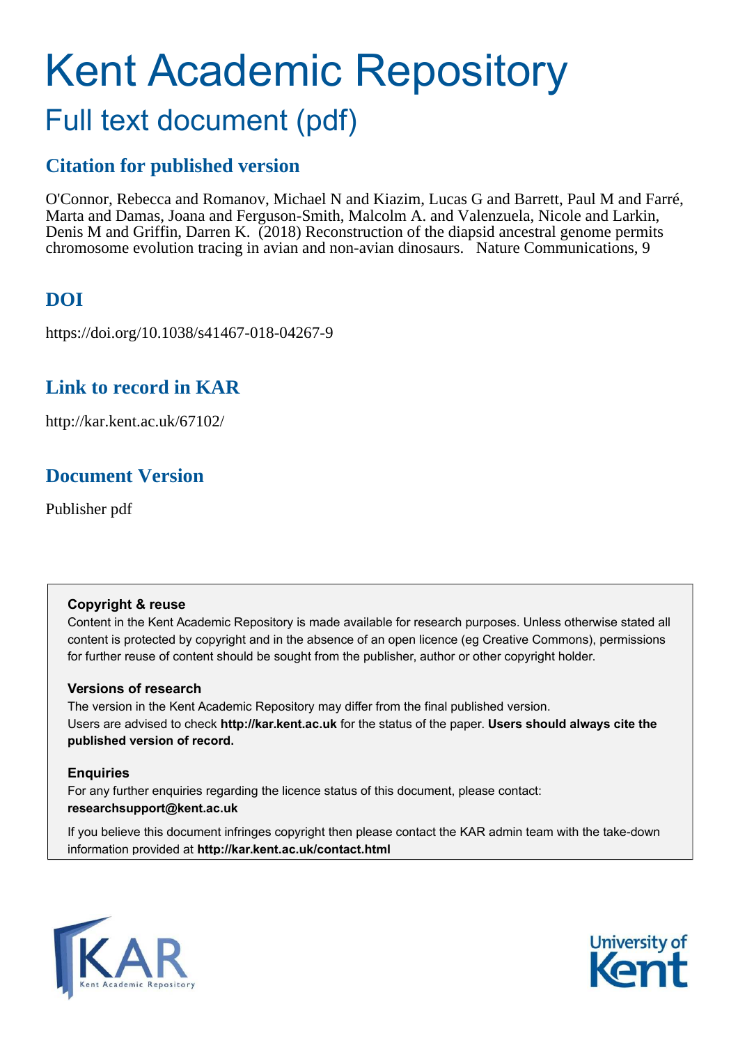# Kent Academic Repository

## Full text document (pdf)

### Citation for published version

O'Connor, Rebecca and Romanov, Michael N and Kiazim, Lucas G and Barrett, Paul M and Farré, Marta and Damas, Joana and Ferguson-Smith, Malcolm A. and Valenzuela, Nicole and Larkin, Denis M and Griffin, Darren K. (2018) Reconstruction of the diapsid ancestral genome permits chromosome evolution tracing in avian and non-avian dinosaurs. Nature Communications, 9

### DOI

https://doi.org/10.1038/s41467-018-04267-9

### Link to record in KAR

http://kar.kent.ac.uk/67102/

### Document Version

Publisher pdf

**Copyright & reuse**

Content in the Kent Academic Repository is made available for research purposes. Unless otherwise stated all content is protected by copyright and in the absence of an open licence (eg Creative Commons), permissions for further reuse of content should be sought from the publisher, author or other copyright holder.

**Versions of research**

The version in the Kent Academic Repository may differ from the final published version. Users are advised to check **http://kar.kent.ac.uk** for the status of the paper. **Users should always cite the published version of record.**

**Enquiries**

For any further enquiries regarding the licence status of this document, please contact: **researchsupport@kent.ac.uk**

If you believe this document infringes copyright then please contact the KAR admin team with the take-down information provided at **http://kar.kent.ac.uk/contact.html**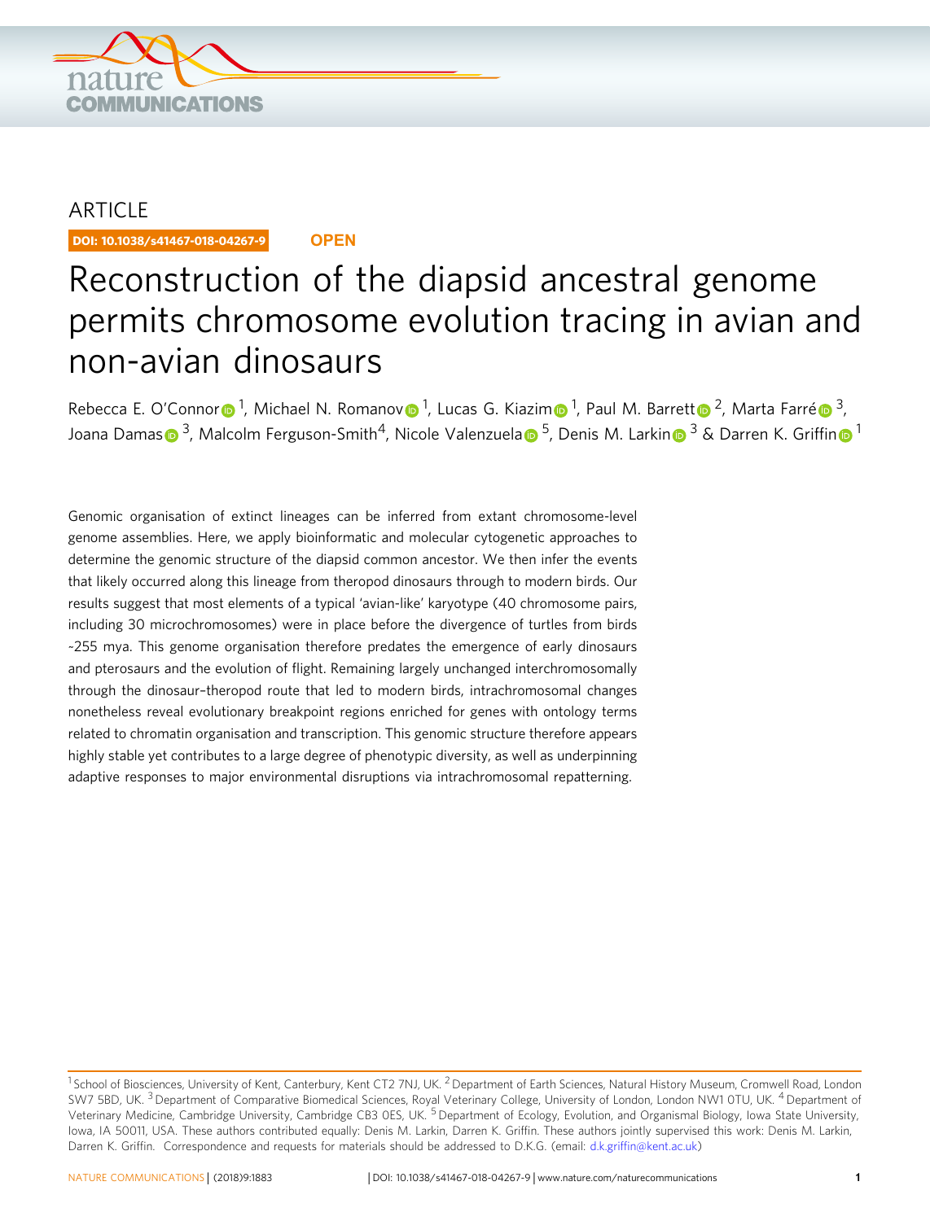ARTICLE

# Reconstruction of the diapsid ancestral genome permits chromosome evolution tracing in avian and non-avian dinosaurs

Rebecca E. O'Connor [1], Michael N. Romanov [1], Lucas G. Kiazim [1], Paul M. Barrett [2], Marta Farré [3], Joana Damas [3], Malcolm Ferguson-Smith[4], Nicole Valenzuela [5], Denis M. Larkin [3] & Darren K. Griffin [1]

Genomic organisation of extinct lineages can be inferred from extant chromosome-level genome assemblies. Here, we apply bioinformatic and molecular cytogenetic approaches to determine the genomic structure of the diapsid common ancestor. We then infer the events that likely occurred along this lineage from theropod dinosaurs through to modern birds. Our results suggest that most elements of a typical 'avian-like' karyotype (40 chromosome pairs, including 30 microchromosomes) were in place before the divergence of turtles from birds ~255 mya. This genome organisation therefore predates the emergence of early dinosaurs and pterosaurs and the evolution of flight. Remaining largely unchanged interchromosomally through the dinosaur–theropod route that led to modern birds, intrachromosomal changes nonetheless reveal evolutionary breakpoint regions enriched for genes with ontology terms related to chromatin organisation and transcription. This genomic structure therefore appears highly stable yet contributes to a large degree of phenotypic diversity, as well as underpinning adaptive responses to major environmental disruptions via intrachromosomal repatterning.

[1] School of Biosciences, University of Kent, Canterbury, Kent CT2 7NJ, UK. [2] Department of Earth Sciences, Natural History Museum, Cromwell Road, London SW7 5BD, UK. [3] Department of Comparative Biomedical Sciences, Royal Veterinary College, University of London, London NW1 0TU, UK. [4] Department of Veterinary Medicine, Cambridge University, Cambridge CB3 0ES, UK. [5] Department of Ecology, Evolution, and Organismal Biology, Iowa State University, Iowa, IA 50011, USA. These authors contributed equally: Denis M. Larkin, Darren K. Griffin. These authors jointly supervised this work: Denis M. Larkin, Darren K. Griffin. Correspondence and requests for materials should be addressed to D.K.G. (email: d.k.griffin@kent.ac.uk)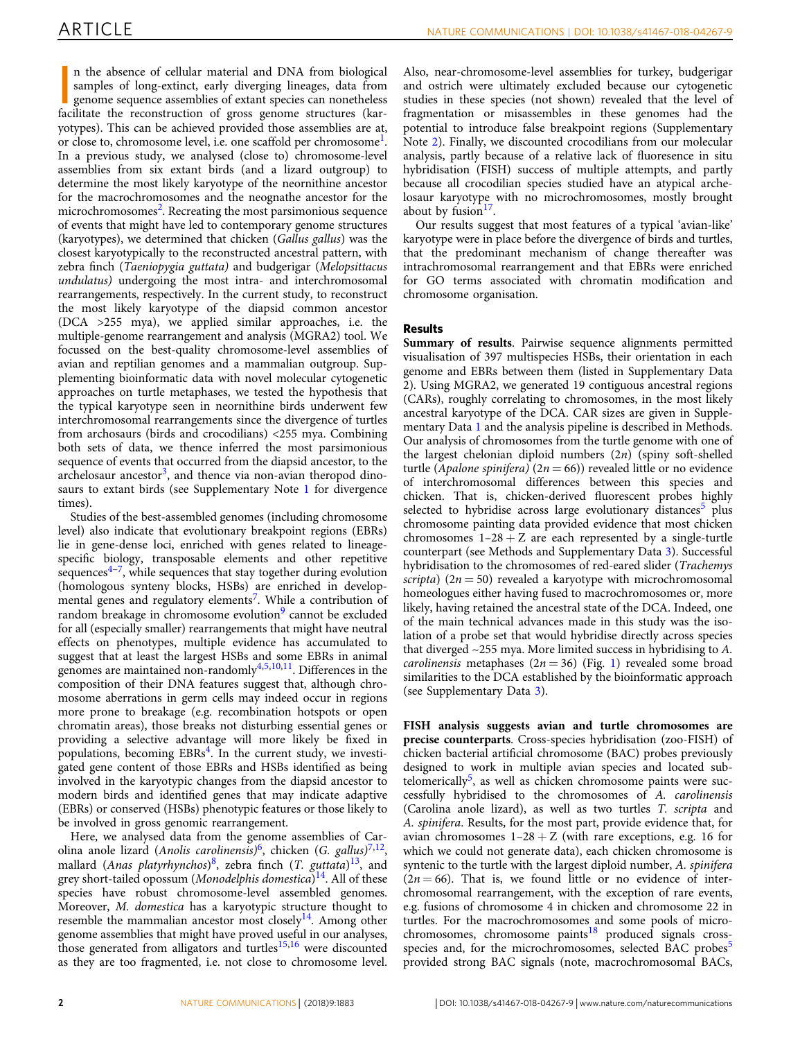In the absence of cellular material and DNA from biological samples of long-extinct, early diverging lineages, data from genome sequence assemblies of extant species can nonetheless facilitate the reconstruction of gross genome structures (karyotypes). This can be achieved provided those assemblies are at, or close to, chromosome level, i.e. one scaffold per chromosome[1]. In a previous study, we analysed (close to) chromosome-level assemblies from six extant birds (and a lizard outgroup) to determine the most likely karyotype of the neornithine ancestor for the macrochromosomes and the neognathe ancestor for the microchromosomes[2]. Recreating the most parsimonious sequence of events that might have led to contemporary genome structures (karyotypes), we determined that chicken (*Gallus gallus*) was the closest karyotypically to the reconstructed ancestral pattern, with zebra finch (*Taeniopygia guttata)* and budgerigar (*Melopsittacus undulatus)* undergoing the most intra- and interchromosomal rearrangements, respectively. In the current study, to reconstruct the most likely karyotype of the diapsid common ancestor (DCA >255 mya), we applied similar approaches, i.e. the multiple-genome rearrangement and analysis (MGRA2) tool. We focussed on the best-quality chromosome-level assemblies of avian and reptilian genomes and a mammalian outgroup. Supplementing bioinformatic data with novel molecular cytogenetic approaches on turtle metaphases, we tested the hypothesis that the typical karyotype seen in neornithine birds underwent few interchromosomal rearrangements since the divergence of turtles from archosaurs (birds and crocodilians) <255 mya. Combining both sets of data, we thence inferred the most parsimonious sequence of events that occurred from the diapsid ancestor, to the archelosaur ancestor[3], and thence via non-avian theropod dinosaurs to extant birds (see Supplementary Note 1 for divergence times).

Studies of the best-assembled genomes (including chromosome level) also indicate that evolutionary breakpoint regions (EBRs) lie in gene-dense loci, enriched with genes related to lineage-specific biology, transposable elements and other repetitive sequences[4–7], while sequences that stay together during evolution (homologous synteny blocks, HSBs) are enriched in developmental genes and regulatory elements[7]. While a contribution of random breakage in chromosome evolution[9] cannot be excluded for all (especially smaller) rearrangements that might have neutral effects on phenotypes, multiple evidence has accumulated to suggest that at least the largest HSBs and some EBRs in animal genomes are maintained non-randomly[4,5,10,11]. Differences in the composition of their DNA features suggest that, although chromosome aberrations in germ cells may indeed occur in regions more prone to breakage (e.g. recombination hotspots or open chromatin areas), those breaks not disturbing essential genes or providing a selective advantage will more likely be fixed in populations, becoming EBRs[4]. In the current study, we investigated gene content of those EBRs and HSBs identified as being involved in the karyotypic changes from the diapsid ancestor to modern birds and identified genes that may indicate adaptive (EBRs) or conserved (HSBs) phenotypic features or those likely to be involved in gross genomic rearrangement.

Here, we analysed data from the genome assemblies of Carolina anole lizard (*Anolis carolinensis*)[6], chicken (*G. gallus*)[7,12], mallard (*Anas platyrhynchos*)[8], zebra finch (*T. guttata*)[13], and grey short-tailed opossum (*Monodelphis domestica*)[14]. All of these species have robust chromosome-level assembled genomes. Moreover, *M. domestica* has a karyotypic structure thought to resemble the mammalian ancestor most closely[14]. Among other genome assemblies that might have proved useful in our analyses, those generated from alligators and turtles[15,16] were discounted as they are too fragmented, i.e. not close to chromosome level. Also, near-chromosome-level assemblies for turkey, budgerigar and ostrich were ultimately excluded because our cytogenetic studies in these species (not shown) revealed that the level of fragmentation or misassembles in these genomes had the potential to introduce false breakpoint regions (Supplementary Note 2). Finally, we discounted crocodilians from our molecular analysis, partly because of a relative lack of fluoresence in situ hybridisation (FISH) success of multiple attempts, and partly because all crocodilian species studied have an atypical archelosaur karyotype with no microchromosomes, mostly brought about by fusion[17].

Our results suggest that most features of a typical 'avian-like' karyotype were in place before the divergence of birds and turtles, that the predominant mechanism of change thereafter was intrachromosomal rearrangement and that EBRs were enriched for GO terms associated with chromatin modification and chromosome organisation.

## Results

**Summary of results**. Pairwise sequence alignments permitted visualisation of 397 multispecies HSBs, their orientation in each genome and EBRs between them (listed in Supplementary Data 2). Using MGRA2, we generated 19 contiguous ancestral regions (CARs), roughly correlating to chromosomes, in the most likely ancestral karyotype of the DCA. CAR sizes are given in Supplementary Data 1 and the analysis pipeline is described in Methods. Our analysis of chromosomes from the turtle genome with one of the largest chelonian diploid numbers ($2n$) (spiny soft-shelled turtle (*Apalone spinifera)* ($2n = 66$)) revealed little or no evidence of interchromosomal differences between this species and chicken. That is, chicken-derived fluorescent probes highly selected to hybridise across large evolutionary distances[5] plus chromosome painting data provided evidence that most chicken chromosomes $1–28 + Z$ are each represented by a single-turtle counterpart (see Methods and Supplementary Data 3). Successful hybridisation to the chromosomes of red-eared slider (*Trachemys scripta*) ($2n = 50$) revealed a karyotype with microchromosomal homeologues either having fused to macrochromosomes or, more likely, having retained the ancestral state of the DCA. Indeed, one of the main technical advances made in this study was the isolation of a probe set that would hybridise directly across species that diverged ~255 mya. More limited success in hybridising to *A. carolinensis* metaphases ($2n = 36$) (Fig. 1) revealed some broad similarities to the DCA established by the bioinformatic approach (see Supplementary Data 3).

**FISH analysis suggests avian and turtle chromosomes are precise counterparts**. Cross-species hybridisation (zoo-FISH) of chicken bacterial artificial chromosome (BAC) probes previously designed to work in multiple avian species and located subtelomerically[5], as well as chicken chromosome paints were successfully hybridised to the chromosomes of *A. carolinensis* (Carolina anole lizard), as well as two turtles *T. scripta* and *A. spinifera*. Results, for the most part, provide evidence that, for avian chromosomes $1–28 + Z$ (with rare exceptions, e.g. 16 for which we could not generate data), each chicken chromosome is syntenic to the turtle with the largest diploid number, *A. spinifera* ($2n = 66$). That is, we found little or no evidence of interchromosomal rearrangement, with the exception of rare events, e.g. fusions of chromosome 4 in chicken and chromosome 22 in turtles. For the macrochromosomes and some pools of microchromosomes, chromosome paints[18] produced signals cross-species and, for the microchromosomes, selected BAC probes[5] provided strong BAC signals (note, macrochromosomal BACs,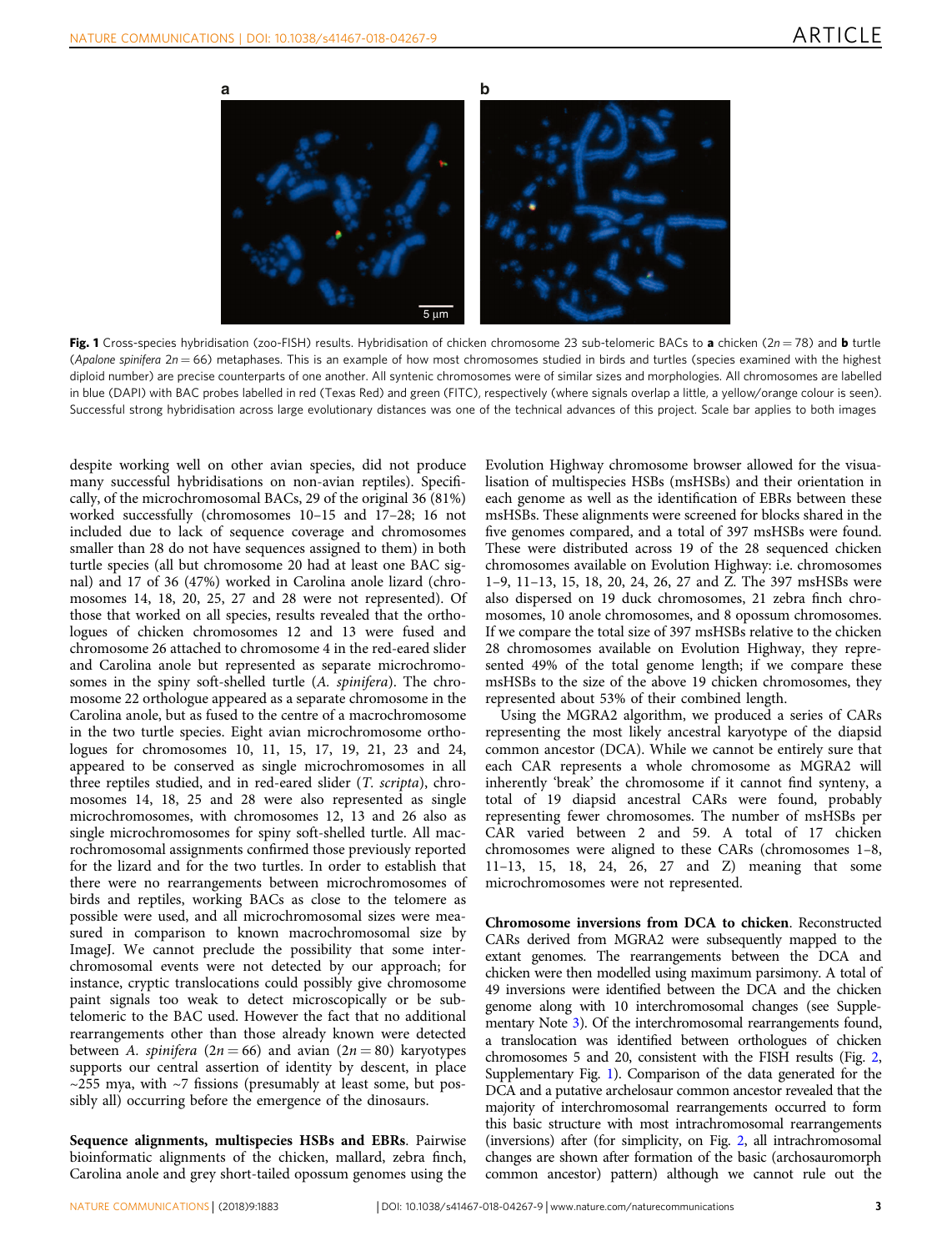**Fig. 1** Cross-species hybridisation (zoo-FISH) results. Hybridisation of chicken chromosome 23 sub-telomeric BACs to **a** chicken ($2n = 78$) and **b** turtle (*Apalone spinifera* $2n = 66$) metaphases. This is an example of how most chromosomes studied in birds and turtles (species examined with the highest diploid number) are precise counterparts of one another. All syntenic chromosomes were of similar sizes and morphologies. All chromosomes are labelled in blue (DAPI) with BAC probes labelled in red (Texas Red) and green (FITC), respectively (where signals overlap a little, a yellow/orange colour is seen). Successful strong hybridisation across large evolutionary distances was one of the technical advances of this project. Scale bar applies to both images

despite working well on other avian species, did not produce many successful hybridisations on non-avian reptiles). Specifically, of the microchromosomal BACs, 29 of the original 36 (81%) worked successfully (chromosomes 10–15 and 17–28; 16 not included due to lack of sequence coverage and chromosomes smaller than 28 do not have sequences assigned to them) in both turtle species (all but chromosome 20 had at least one BAC signal) and 17 of 36 (47%) worked in Carolina anole lizard (chromosomes 14, 18, 20, 25, 27 and 28 were not represented). Of those that worked on all species, results revealed that the orthologues of chicken chromosomes 12 and 13 were fused and chromosome 26 attached to chromosome 4 in the red-eared slider and Carolina anole but represented as separate microchromosomes in the spiny soft-shelled turtle (*A. spinifera*). The chromosome 22 orthologue appeared as a separate chromosome in the Carolina anole, but as fused to the centre of a macrochromosome in the two turtle species. Eight avian microchromosome orthologues for chromosomes 10, 11, 15, 17, 19, 21, 23 and 24, appeared to be conserved as single microchromosomes in all three reptiles studied, and in red-eared slider (*T. scripta*), chromosomes 14, 18, 25 and 28 were also represented as single microchromosomes, with chromosomes 12, 13 and 26 also as single microchromosomes for spiny soft-shelled turtle. All macrochromosomal assignments confirmed those previously reported for the lizard and for the two turtles. In order to establish that there were no rearrangements between microchromosomes of birds and reptiles, working BACs as close to the telomere as possible were used, and all microchromosomal sizes were measured in comparison to known macrochromosomal size by ImageJ. We cannot preclude the possibility that some interchromosomal events were not detected by our approach; for instance, cryptic translocations could possibly give chromosome paint signals too weak to detect microscopically or be subtelomeric to the BAC used. However the fact that no additional rearrangements other than those already known were detected between *A. spinifera* ($2n = 66$) and avian ($2n = 80$) karyotypes supports our central assertion of identity by descent, in place ~255 mya, with ~7 fissions (presumably at least some, but possibly all) occurring before the emergence of the dinosaurs.

**Sequence alignments, multispecies HSBs and EBRs**. Pairwise bioinformatic alignments of the chicken, mallard, zebra finch, Carolina anole and grey short-tailed opossum genomes using the Evolution Highway chromosome browser allowed for the visualisation of multispecies HSBs (msHSBs) and their orientation in each genome as well as the identification of EBRs between these msHSBs. These alignments were screened for blocks shared in the five genomes compared, and a total of 397 msHSBs were found. These were distributed across 19 of the 28 sequenced chicken chromosomes available on Evolution Highway: i.e. chromosomes 1–9, 11–13, 15, 18, 20, 24, 26, 27 and Z. The 397 msHSBs were also dispersed on 19 duck chromosomes, 21 zebra finch chromosomes, 10 anole chromosomes, and 8 opossum chromosomes. If we compare the total size of 397 msHSBs relative to the chicken 28 chromosomes available on Evolution Highway, they represented 49% of the total genome length; if we compare these msHSBs to the size of the above 19 chicken chromosomes, they represented about 53% of their combined length.

Using the MGRA2 algorithm, we produced a series of CARs representing the most likely ancestral karyotype of the diapsid common ancestor (DCA). While we cannot be entirely sure that each CAR represents a whole chromosome as MGRA2 will inherently 'break' the chromosome if it cannot find synteny, a total of 19 diapsid ancestral CARs were found, probably representing fewer chromosomes. The number of msHSBs per CAR varied between 2 and 59. A total of 17 chicken chromosomes were aligned to these CARs (chromosomes 1–8, 11–13, 15, 18, 24, 26, 27 and Z) meaning that some microchromosomes were not represented.

**Chromosome inversions from DCA to chicken**. Reconstructed CARs derived from MGRA2 were subsequently mapped to the extant genomes. The rearrangements between the DCA and chicken were then modelled using maximum parsimony. A total of 49 inversions were identified between the DCA and the chicken genome along with 10 interchromosomal changes (see Supplementary Note 3). Of the interchromosomal rearrangements found, a translocation was identified between orthologues of chicken chromosomes 5 and 20, consistent with the FISH results (Fig. 2, Supplementary Fig. 1). Comparison of the data generated for the DCA and a putative archelosaur common ancestor revealed that the majority of interchromosomal rearrangements occurred to form this basic structure with most intrachromosomal rearrangements (inversions) after (for simplicity, on Fig. 2, all intrachromosomal changes are shown after formation of the basic (archosauromorph common ancestor) pattern) although we cannot rule out the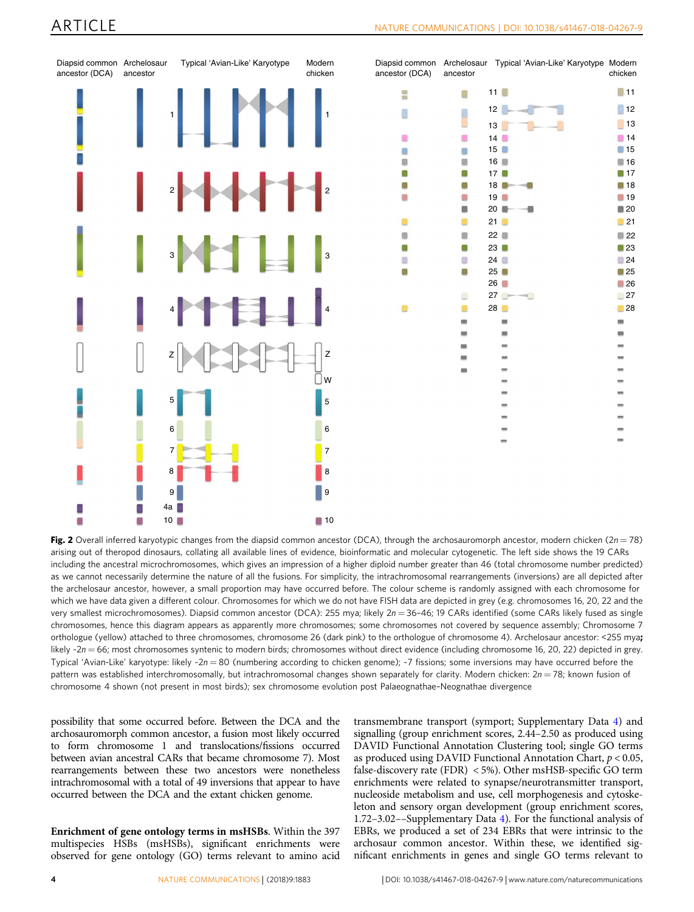**Fig. 2** Overall inferred karyotypic changes from the diapsid common ancestor (DCA), through the archosauromorph ancestor, modern chicken (2$n$ = 78) arising out of theropod dinosaurs, collating all available lines of evidence, bioinformatic and molecular cytogenetic. The left side shows the 19 CARs including the ancestral microchromosomes, which gives an impression of a higher diploid number greater than 46 (total chromosome number predicted) as we cannot necessarily determine the nature of all the fusions. For simplicity, the intrachromosomal rearrangements (inversions) are all depicted after the archelosaur ancestor, however, a small proportion may have occurred before. The colour scheme is randomly assigned with each chromosome for which we have data given a different colour. Chromosomes for which we do not have FISH data are depicted in grey (e.g. chromosomes 16, 20, 22 and the very smallest microchromosomes). Diapsid common ancestor (DCA): 255 mya; likely 2$n$ = 36–46; 19 CARs identified (some CARs likely fused as single chromosomes, hence this diagram appears as apparently more chromosomes; some chromosomes not covered by sequence assembly; Chromosome 7 orthologue (yellow) attached to three chromosomes, chromosome 26 (dark pink) to the orthologue of chromosome 4). Archelosaur ancestor: <255 mya; likely ~2$n$ = 66; most chromosomes syntenic to modern birds; chromosomes without direct evidence (including chromosome 16, 20, 22) depicted in grey. Typical 'Avian-Like' karyotype: likely ~2$n$ = 80 (numbering according to chicken genome); ~7 fissions; some inversions may have occurred before the pattern was established interchromosomally, but intrachromosomal changes shown separately for clarity. Modern chicken: 2$n$ = 78; known fusion of chromosome 4 shown (not present in most birds); sex chromosome evolution post Palaeognathae–Neognathae divergence

possibility that some occurred before. Between the DCA and the archosauromorph common ancestor, a fusion most likely occurred to form chromosome 1 and translocations/fissions occurred between avian ancestral CARs that became chromosome 7). Most rearrangements between these two ancestors were nonetheless intrachromosomal with a total of 49 inversions that appear to have occurred between the DCA and the extant chicken genome.

**Enrichment of gene ontology terms in msHSBs**. Within the 397 multispecies HSBs (msHSBs), significant enrichments were observed for gene ontology (GO) terms relevant to amino acid transmembrane transport (symport; Supplementary Data 4) and signalling (group enrichment scores, 2.44–2.50 as produced using DAVID Functional Annotation Clustering tool; single GO terms as produced using DAVID Functional Annotation Chart, $p < 0.05$, false-discovery rate (FDR) < 5%). Other msHSB-specific GO term enrichments were related to synapse/neurotransmitter transport, nucleoside metabolism and use, cell morphogenesis and cytoskeleton and sensory organ development (group enrichment scores, 1.72–3.02—Supplementary Data 4). For the functional analysis of EBRs, we produced a set of 234 EBRs that were intrinsic to the archosaur common ancestor. Within these, we identified significant enrichments in genes and single GO terms relevant to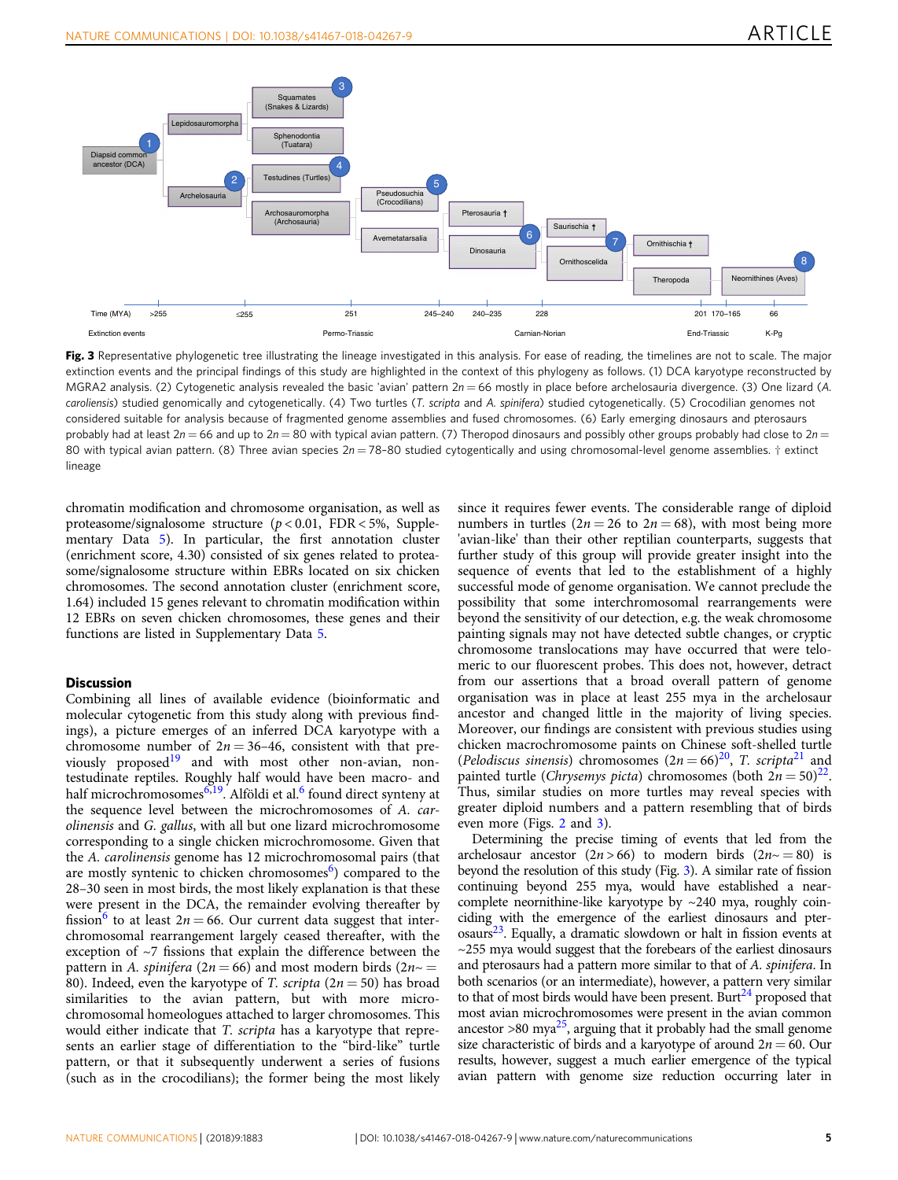**Fig. 3** Representative phylogenetic tree illustrating the lineage investigated in this analysis. For ease of reading, the timelines are not to scale. The major extinction events and the principal findings of this study are highlighted in the context of this phylogeny as follows. (1) DCA karyotype reconstructed by MGRA2 analysis. (2) Cytogenetic analysis revealed the basic 'avian' pattern $2n = 66$ mostly in place before archelosauria divergence. (3) One lizard (*A. caroliensis*) studied genomically and cytogenetically. (4) Two turtles (*T. scripta* and *A. spinifera*) studied cytogenetically. (5) Crocodilian genomes not considered suitable for analysis because of fragmented genome assemblies and fused chromosomes. (6) Early emerging dinosaurs and pterosaurs probably had at least $2n = 66$ and up to $2n = 80$ with typical avian pattern. (7) Theropod dinosaurs and possibly other groups probably had close to $2n = 80$ with typical avian pattern. (8) Three avian species $2n = 78$–80 studied cytogentically and using chromosomal-level genome assemblies. † extinct lineage

chromatin modification and chromosome organisation, as well as proteasome/signalosome structure ($p < 0.01$, FDR < 5%, Supplementary Data 5). In particular, the first annotation cluster (enrichment score, 4.30) consisted of six genes related to proteasome/signalosome structure within EBRs located on six chicken chromosomes. The second annotation cluster (enrichment score, 1.64) included 15 genes relevant to chromatin modification within 12 EBRs on seven chicken chromosomes, these genes and their functions are listed in Supplementary Data 5.

## Discussion

Combining all lines of available evidence (bioinformatic and molecular cytogenetic from this study along with previous findings), a picture emerges of an inferred DCA karyotype with a chromosome number of $2n = 36$–46, consistent with that previously proposed[19] and with most other non-avian, non-testudinate reptiles. Roughly half would have been macro- and half microchromosomes[6,19]. Alföldi et al.[6] found direct synteny at the sequence level between the microchromosomes of *A. carolinensis* and *G. gallus*, with all but one lizard microchromosome corresponding to a single chicken microchromosome. Given that the *A. carolinensis* genome has 12 microchromosomal pairs (that are mostly syntenic to chicken chromosomes[6]) compared to the 28–30 seen in most birds, the most likely explanation is that these were present in the DCA, the remainder evolving thereafter by fission[6] to at least $2n = 66$. Our current data suggest that interchromosomal rearrangement largely ceased thereafter, with the exception of ~7 fissions that explain the difference between the pattern in *A. spinifera* ($2n = 66$) and most modern birds ($2n \sim = 80$). Indeed, even the karyotype of *T. scripta* ($2n = 50$) has broad similarities to the avian pattern, but with more microchromosomal homeologues attached to larger chromosomes. This would either indicate that *T. scripta* has a karyotype that represents an earlier stage of differentiation to the "bird-like" turtle pattern, or that it subsequently underwent a series of fusions (such as in the crocodilians); the former being the most likely since it requires fewer events. The considerable range of diploid numbers in turtles ($2n = 26$ to $2n = 68$), with most being more 'avian-like' than their other reptilian counterparts, suggests that further study of this group will provide greater insight into the sequence of events that led to the establishment of a highly successful mode of genome organisation. We cannot preclude the possibility that some interchromosomal rearrangements were beyond the sensitivity of our detection, e.g. the weak chromosome painting signals may not have detected subtle changes, or cryptic chromosome translocations may have occurred that were telomeric to our fluorescent probes. This does not, however, detract from our assertions that a broad overall pattern of genome organisation was in place at least 255 mya in the archelosaur ancestor and changed little in the majority of living species. Moreover, our findings are consistent with previous studies using chicken macrochromosome paints on Chinese soft-shelled turtle (*Pelodiscus sinensis*) chromosomes ($2n = 66$)[20], *T. scripta*[21] and painted turtle (*Chrysemys picta*) chromosomes (both $2n = 50$)[22]. Thus, similar studies on more turtles may reveal species with greater diploid numbers and a pattern resembling that of birds even more (Figs. 2 and 3).

Determining the precise timing of events that led from the archelosaur ancestor ($2n > 66$) to modern birds ($2n \sim = 80$) is beyond the resolution of this study (Fig. 3). A similar rate of fission continuing beyond 255 mya, would have established a near-complete neornithine-like karyotype by ~240 mya, roughly coinciding with the emergence of the earliest dinosaurs and pterosaurs[23]. Equally, a dramatic slowdown or halt in fission events at ~255 mya would suggest that the forebears of the earliest dinosaurs and pterosaurs had a pattern more similar to that of *A. spinifera*. In both scenarios (or an intermediate), however, a pattern very similar to that of most birds would have been present. Burt[24] proposed that most avian microchromosomes were present in the avian common ancestor >80 mya[25], arguing that it probably had the small genome size characteristic of birds and a karyotype of around $2n = 60$. Our results, however, suggest a much earlier emergence of the typical avian pattern with genome size reduction occurring later in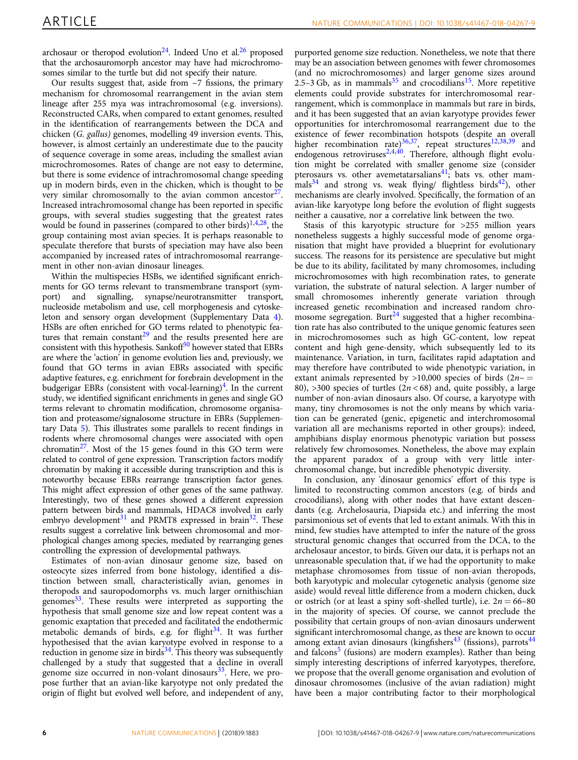archosaur or theropod evolution[24]. Indeed Uno et al.[26] proposed that the archosauromorph ancestor may have had microchromosomes similar to the turtle but did not specify their nature.

Our results suggest that, aside from ~7 fissions, the primary mechanism for chromosomal rearrangement in the avian stem lineage after 255 mya was intrachromosomal (e.g. inversions). Reconstructed CARs, when compared to extant genomes, resulted in the identification of rearrangements between the DCA and chicken (*G. gallus)* genomes, modelling 49 inversion events. This, however, is almost certainly an underestimate due to the paucity of sequence coverage in some areas, including the smallest avian microchromosomes. Rates of change are not easy to determine, but there is some evidence of intrachromosomal change speeding up in modern birds, even in the chicken, which is thought to be very similar chromosomally to the avian common ancestor[27]. Increased intrachromosomal change has been reported in specific groups, with several studies suggesting that the greatest rates would be found in passerines (compared to other birds)[1,4,28], the group containing most avian species. It is perhaps reasonable to speculate therefore that bursts of speciation may have also been accompanied by increased rates of intrachromosomal rearrangement in other non-avian dinosaur lineages.

Within the multispecies HSBs, we identified significant enrichments for GO terms relevant to transmembrane transport (symport) and signalling, synapse/neurotransmitter transport, nucleoside metabolism and use, cell morphogenesis and cytoskeleton and sensory organ development (Supplementary Data 4). HSBs are often enriched for GO terms related to phenotypic features that remain constant[29] and the results presented here are consistent with this hypothesis. Sankoff[30] however stated that EBRs are where the 'action' in genome evolution lies and, previously, we found that GO terms in avian EBRs associated with specific adaptive features, e.g. enrichment for forebrain development in the budgerigar EBRs (consistent with vocal-learning)[4]. In the current study, we identified significant enrichments in genes and single GO terms relevant to chromatin modification, chromosome organisation and proteasome/signalosome structure in EBRs (Supplementary Data 5). This illustrates some parallels to recent findings in rodents where chromosomal changes were associated with open chromatin[27]. Most of the 15 genes found in this GO term were related to control of gene expression. Transcription factors modify chromatin by making it accessible during transcription and this is noteworthy because EBRs rearrange transcription factor genes. This might affect expression of other genes of the same pathway. Interestingly, two of these genes showed a different expression pattern between birds and mammals, HDAC8 involved in early embryo development[31] and PRMT8 expressed in brain[32]. These results suggest a correlative link between chromosomal and morphological changes among species, mediated by rearranging genes controlling the expression of developmental pathways.

Estimates of non-avian dinosaur genome size, based on osteocyte sizes inferred from bone histology, identified a distinction between small, characteristically avian, genomes in theropods and sauropodomorphs vs. much larger ornithischian genomes[33]. These results were interpreted as supporting the hypothesis that small genome size and low repeat content was a genomic exaptation that preceded and facilitated the endothermic metabolic demands of birds, e.g. for flight[34]. It was further hypothesised that the avian karyotype evolved in response to a reduction in genome size in birds[34]. This theory was subsequently challenged by a study that suggested that a decline in overall genome size occurred in non-volant dinosaurs[33]. Here, we propose further that an avian-like karyotype not only predated the origin of flight but evolved well before, and independent of any, purported genome size reduction. Nonetheless, we note that there may be an association between genomes with fewer chromosomes (and no microchromosomes) and larger genome sizes around 2.5–3 Gb, as in mammals[35] and crocodilians[15]. More repetitive elements could provide substrates for interchromosomal rearrangement, which is commonplace in mammals but rare in birds, and it has been suggested that an avian karyotype provides fewer opportunities for interchromosomal rearrangement due to the existence of fewer recombination hotspots (despite an overall higher recombination rate)[36,37], repeat structures[12,38,39] and endogenous retroviruses[2,4,40]. Therefore, although flight evolution might be correlated with smaller genome size (consider pterosaurs vs. other avemetatarsalians[41]; bats vs. other mammals[34] and strong vs. weak flying/ flightless birds[42]), other mechanisms are clearly involved. Specifically, the formation of an avian-like karyotype long before the evolution of flight suggests neither a causative, nor a correlative link between the two.

Stasis of this karyotypic structure for >255 million years nonetheless suggests a highly successful mode of genome organisation that might have provided a blueprint for evolutionary success. The reasons for its persistence are speculative but might be due to its ability, facilitated by many chromosomes, including microchromosomes with high recombination rates, to generate variation, the substrate of natural selection. A larger number of small chromosomes inherently generate variation through increased genetic recombination and increased random chromosome segregation. Burt[24] suggested that a higher recombination rate has also contributed to the unique genomic features seen in microchromosomes such as high GC-content, low repeat content and high gene-density, which subsequently led to its maintenance. Variation, in turn, facilitates rapid adaptation and may therefore have contributed to wide phenotypic variation, in extant animals represented by >10,000 species of birds ($2n\sim=80$), >300 species of turtles ($2n<68$) and, quite possibly, a large number of non-avian dinosaurs also. Of course, a karyotype with many, tiny chromosomes is not the only means by which variation can be generated (genic, epigenetic and interchromosomal variation all are mechanisms reported in other groups): indeed, amphibians display enormous phenotypic variation but possess relatively few chromosomes. Nonetheless, the above may explain the apparent paradox of a group with very little interchromosomal change, but incredible phenotypic diversity.

In conclusion, any 'dinosaur genomics' effort of this type is limited to reconstructing common ancestors (e.g. of birds and crocodilians), along with other nodes that have extant descendants (e.g. Archelosauria, Diapsida etc.) and inferring the most parsimonious set of events that led to extant animals. With this in mind, few studies have attempted to infer the nature of the gross structural genomic changes that occurred from the DCA, to the archelosaur ancestor, to birds. Given our data, it is perhaps not an unreasonable speculation that, if we had the opportunity to make metaphase chromosomes from tissue of non-avian theropods, both karyotypic and molecular cytogenetic analysis (genome size aside) would reveal little difference from a modern chicken, duck or ostrich (or at least a spiny soft-shelled turtle), i.e. $2n=66$–$80$ in the majority of species. Of course, we cannot preclude the possibility that certain groups of non-avian dinosaurs underwent significant interchromosomal change, as these are known to occur among extant avian dinosaurs (kingfishers[43] (fissions), parrots[44] and falcons[5] (fusions) are modern examples). Rather than being simply interesting descriptions of inferred karyotypes, therefore, we propose that the overall genome organisation and evolution of dinosaur chromosomes (inclusive of the avian radiation) might have been a major contributing factor to their morphological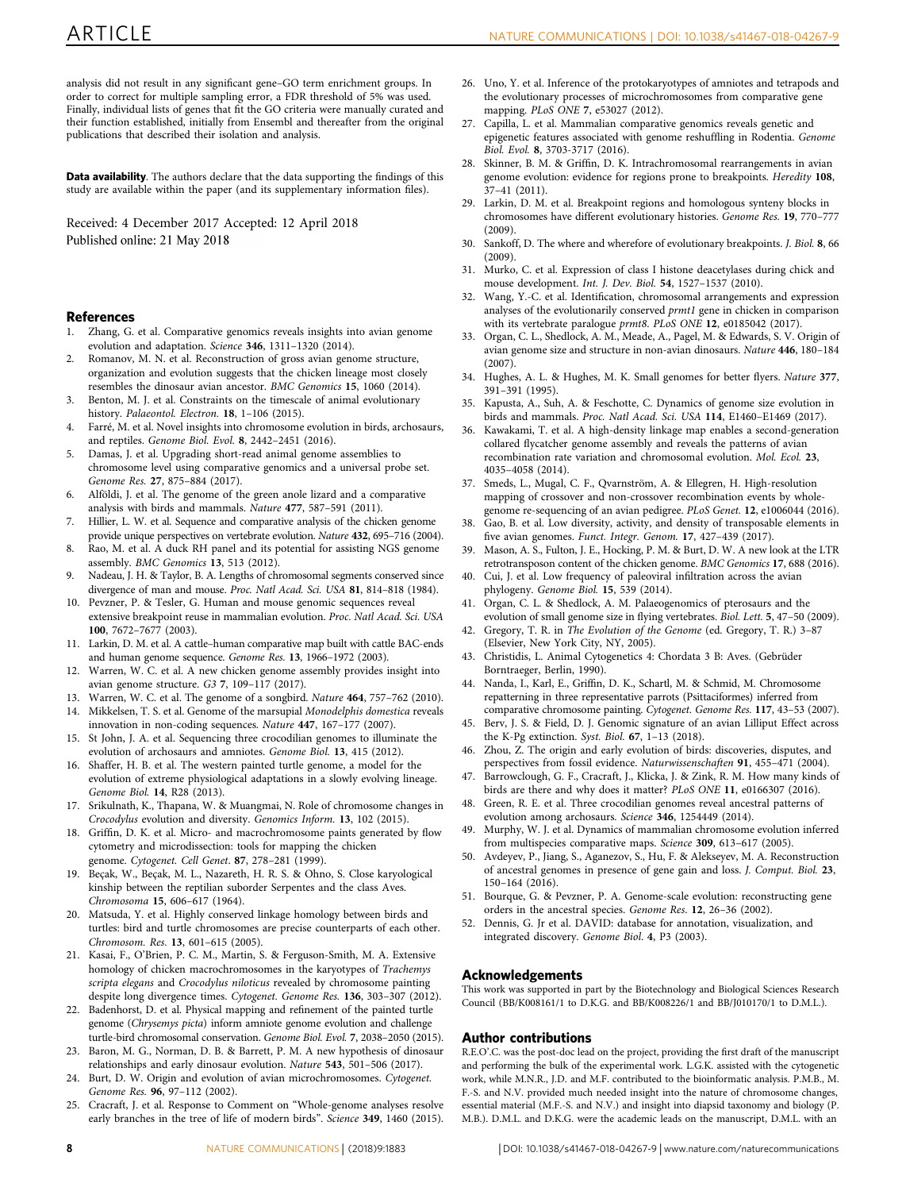analysis did not result in any significant gene–GO term enrichment groups. In order to correct for multiple sampling error, a FDR threshold of 5% was used. Finally, individual lists of genes that fit the GO criteria were manually curated and their function established, initially from Ensembl and thereafter from the original publications that described their isolation and analysis.

**Data availability**. The authors declare that the data supporting the findings of this study are available within the paper (and its supplementary information files).

Received: 4 December 2017 Accepted: 12 April 2018
Published online: 21 May 2018

## References

1. Zhang, G. et al. Comparative genomics reveals insights into avian genome evolution and adaptation. *Science* **346**, 1311–1320 (2014).
2. Romanov, M. N. et al. Reconstruction of gross avian genome structure, organization and evolution suggests that the chicken lineage most closely resembles the dinosaur avian ancestor. *BMC Genomics* **15**, 1060 (2014).
3. Benton, M. J. et al. Constraints on the timescale of animal evolutionary history. *Palaeontol. Electron.* **18**, 1–106 (2015).
4. Farré, M. et al. Novel insights into chromosome evolution in birds, archosaurs, and reptiles. *Genome Biol. Evol.* **8**, 2442–2451 (2016).
5. Damas, J. et al. Upgrading short-read animal genome assemblies to chromosome level using comparative genomics and a universal probe set. *Genome Res.* **27**, 875–884 (2017).
6. Alföldi, J. et al. The genome of the green anole lizard and a comparative analysis with birds and mammals. *Nature* **477**, 587–591 (2011).
7. Hillier, L. W. et al. Sequence and comparative analysis of the chicken genome provide unique perspectives on vertebrate evolution. *Nature* **432**, 695–716 (2004).
8. Rao, M. et al. A duck RH panel and its potential for assisting NGS genome assembly. *BMC Genomics* **13**, 513 (2012).
9. Nadeau, J. H. & Taylor, B. A. Lengths of chromosomal segments conserved since divergence of man and mouse. *Proc. Natl Acad. Sci. USA* **81**, 814–818 (1984).
10. Pevzner, P. & Tesler, G. Human and mouse genomic sequences reveal extensive breakpoint reuse in mammalian evolution. *Proc. Natl Acad. Sci. USA* **100**, 7672–7677 (2003).
11. Larkin, D. M. et al. A cattle–human comparative map built with cattle BAC-ends and human genome sequence. *Genome Res.* **13**, 1966–1972 (2003).
12. Warren, W. C. et al. A new chicken genome assembly provides insight into avian genome structure. *G3* **7**, 109–117 (2017).
13. Warren, W. C. et al. The genome of a songbird. *Nature* **464**, 757–762 (2010).
14. Mikkelsen, T. S. et al. Genome of the marsupial *Monodelphis domestica* reveals innovation in non-coding sequences. *Nature* **447**, 167–177 (2007).
15. St John, J. A. et al. Sequencing three crocodilian genomes to illuminate the evolution of archosaurs and amniotes. *Genome Biol.* **13**, 415 (2012).
16. Shaffer, H. B. et al. The western painted turtle genome, a model for the evolution of extreme physiological adaptations in a slowly evolving lineage. *Genome Biol.* **14**, R28 (2013).
17. Srikulnath, K., Thapana, W. & Muangmai, N. Role of chromosome changes in *Crocodylus* evolution and diversity. *Genomics Inform.* **13**, 102 (2015).
18. Griffin, D. K. et al. Micro- and macrochromosome paints generated by flow cytometry and microdissection: tools for mapping the chicken genome. *Cytogenet. Cell Genet.* **87**, 278–281 (1999).
19. Beçak, W., Beçak, M. L., Nazareth, H. R. S. & Ohno, S. Close karyological kinship between the reptilian suborder Serpentes and the class Aves. *Chromosoma* **15**, 606–617 (1964).
20. Matsuda, Y. et al. Highly conserved linkage homology between birds and turtles: bird and turtle chromosomes are precise counterparts of each other. *Chromosom. Res.* **13**, 601–615 (2005).
21. Kasai, F., O'Brien, P. C. M., Martin, S. & Ferguson-Smith, M. A. Extensive homology of chicken macrochromosomes in the karyotypes of *Trachemys scripta elegans* and *Crocodylus niloticus* revealed by chromosome painting despite long divergence times. *Cytogenet. Genome Res.* **136**, 303–307 (2012).
22. Badenhorst, D. et al. Physical mapping and refinement of the painted turtle genome (*Chrysemys picta*) inform amniote genome evolution and challenge turtle-bird chromosomal conservation. *Genome Biol. Evol.* **7**, 2038–2050 (2015).
23. Baron, M. G., Norman, D. B. & Barrett, P. M. A new hypothesis of dinosaur relationships and early dinosaur evolution. *Nature* **543**, 501–506 (2017).
24. Burt, D. W. Origin and evolution of avian microchromosomes. *Cytogenet. Genome Res.* **96**, 97–112 (2002).
25. Cracraft, J. et al. Response to Comment on "Whole-genome analyses resolve early branches in the tree of life of modern birds". *Science* **349**, 1460 (2015).
26. Uno, Y. et al. Inference of the protokaryotypes of amniotes and tetrapods and the evolutionary processes of microchromosomes from comparative gene mapping. *PLoS ONE* **7**, e53027 (2012).
27. Capilla, L. et al. Mammalian comparative genomics reveals genetic and epigenetic features associated with genome reshuffling in Rodentia. *Genome Biol. Evol.* **8**, 3703-3717 (2016).
28. Skinner, B. M. & Griffin, D. K. Intrachromosomal rearrangements in avian genome evolution: evidence for regions prone to breakpoints. *Heredity* **108**, 37–41 (2011).
29. Larkin, D. M. et al. Breakpoint regions and homologous synteny blocks in chromosomes have different evolutionary histories. *Genome Res.* **19**, 770–777 (2009).
30. Sankoff, D. The where and wherefore of evolutionary breakpoints. *J. Biol.* **8**, 66 (2009).
31. Murko, C. et al. Expression of class I histone deacetylases during chick and mouse development. *Int. J. Dev. Biol.* **54**, 1527–1537 (2010).
32. Wang, Y.-C. et al. Identification, chromosomal arrangements and expression analyses of the evolutionarily conserved *prmt1* gene in chicken in comparison with its vertebrate paralogue *prmt8*. *PLoS ONE* **12**, e0185042 (2017).
33. Organ, C. L., Shedlock, A. M., Meade, A., Pagel, M. & Edwards, S. V. Origin of avian genome size and structure in non-avian dinosaurs. *Nature* **446**, 180–184 (2007).
34. Hughes, A. L. & Hughes, M. K. Small genomes for better flyers. *Nature* **377**, 391–391 (1995).
35. Kapusta, A., Suh, A. & Feschotte, C. Dynamics of genome size evolution in birds and mammals. *Proc. Natl Acad. Sci. USA* **114**, E1460–E1469 (2017).
36. Kawakami, T. et al. A high-density linkage map enables a second-generation collared flycatcher genome assembly and reveals the patterns of avian recombination rate variation and chromosomal evolution. *Mol. Ecol.* **23**, 4035–4058 (2014).
37. Smeds, L., Mugal, C. F., Qvarnström, A. & Ellegren, H. High-resolution mapping of crossover and non-crossover recombination events by whole-genome re-sequencing of an avian pedigree. *PLoS Genet.* **12**, e1006044 (2016).
38. Gao, B. et al. Low diversity, activity, and density of transposable elements in five avian genomes. *Funct. Integr. Genom.* **17**, 427–439 (2017).
39. Mason, A. S., Fulton, J. E., Hocking, P. M. & Burt, D. W. A new look at the LTR retrotransposon content of the chicken genome. *BMC Genomics* **17**, 688 (2016).
40. Cui, J. et al. Low frequency of paleoviral infiltration across the avian phylogeny. *Genome Biol.* **15**, 539 (2014).
41. Organ, C. L. & Shedlock, A. M. Palaeogenomics of pterosaurs and the evolution of small genome size in flying vertebrates. *Biol. Lett.* **5**, 47–50 (2009).
42. Gregory, T. R. in *The Evolution of the Genome* (ed. Gregory, T. R.) 3–87 (Elsevier, New York City, NY, 2005).
43. Christidis, L. Animal Cytogenetics 4: Chordata 3 B: Aves. (Gebrüder Borntraeger, Berlin, 1990).
44. Nanda, I., Karl, E., Griffin, D. K., Schartl, M. & Schmid, M. Chromosome repatterning in three representative parrots (Psittaciformes) inferred from comparative chromosome painting. *Cytogenet. Genome Res.* **117**, 43–53 (2007).
45. Berv, J. S. & Field, D. J. Genomic signature of an avian Lilliput Effect across the K-Pg extinction. *Syst. Biol.* **67**, 1–13 (2018).
46. Zhou, Z. The origin and early evolution of birds: discoveries, disputes, and perspectives from fossil evidence. *Naturwissenschaften* **91**, 455–471 (2004).
47. Barrowclough, G. F., Cracraft, J., Klicka, J. & Zink, R. M. How many kinds of birds are there and why does it matter? *PLoS ONE* **11**, e0166307 (2016).
48. Green, R. E. et al. Three crocodilian genomes reveal ancestral patterns of evolution among archosaurs. *Science* **346**, 1254449 (2014).
49. Murphy, W. J. et al. Dynamics of mammalian chromosome evolution inferred from multispecies comparative maps. *Science* **309**, 613–617 (2005).
50. Avdeyev, P., Jiang, S., Aganezov, S., Hu, F. & Alekseyev, M. A. Reconstruction of ancestral genomes in presence of gene gain and loss. *J. Comput. Biol.* **23**, 150–164 (2016).
51. Bourque, G. & Pevzner, P. A. Genome-scale evolution: reconstructing gene orders in the ancestral species. *Genome Res.* **12**, 26–36 (2002).
52. Dennis, G. Jr et al. DAVID: database for annotation, visualization, and integrated discovery. *Genome Biol.* **4**, P3 (2003).

## Acknowledgements

This work was supported in part by the Biotechnology and Biological Sciences Research Council (BB/K008161/1 to D.K.G. and BB/K008226/1 and BB/J010170/1 to D.M.L.).

## Author contributions

R.E.O'.C. was the post-doc lead on the project, providing the first draft of the manuscript and performing the bulk of the experimental work. L.G.K. assisted with the cytogenetic work, while M.N.R., J.D. and M.F. contributed to the bioinformatic analysis. P.M.B., M. F.-S. and N.V. provided much needed insight into the nature of chromosome changes, essential material (M.F.-S. and N.V.) and insight into diapsid taxonomy and biology (P. M.B.). D.M.L. and D.K.G. were the academic leads on the manuscript, D.M.L. with an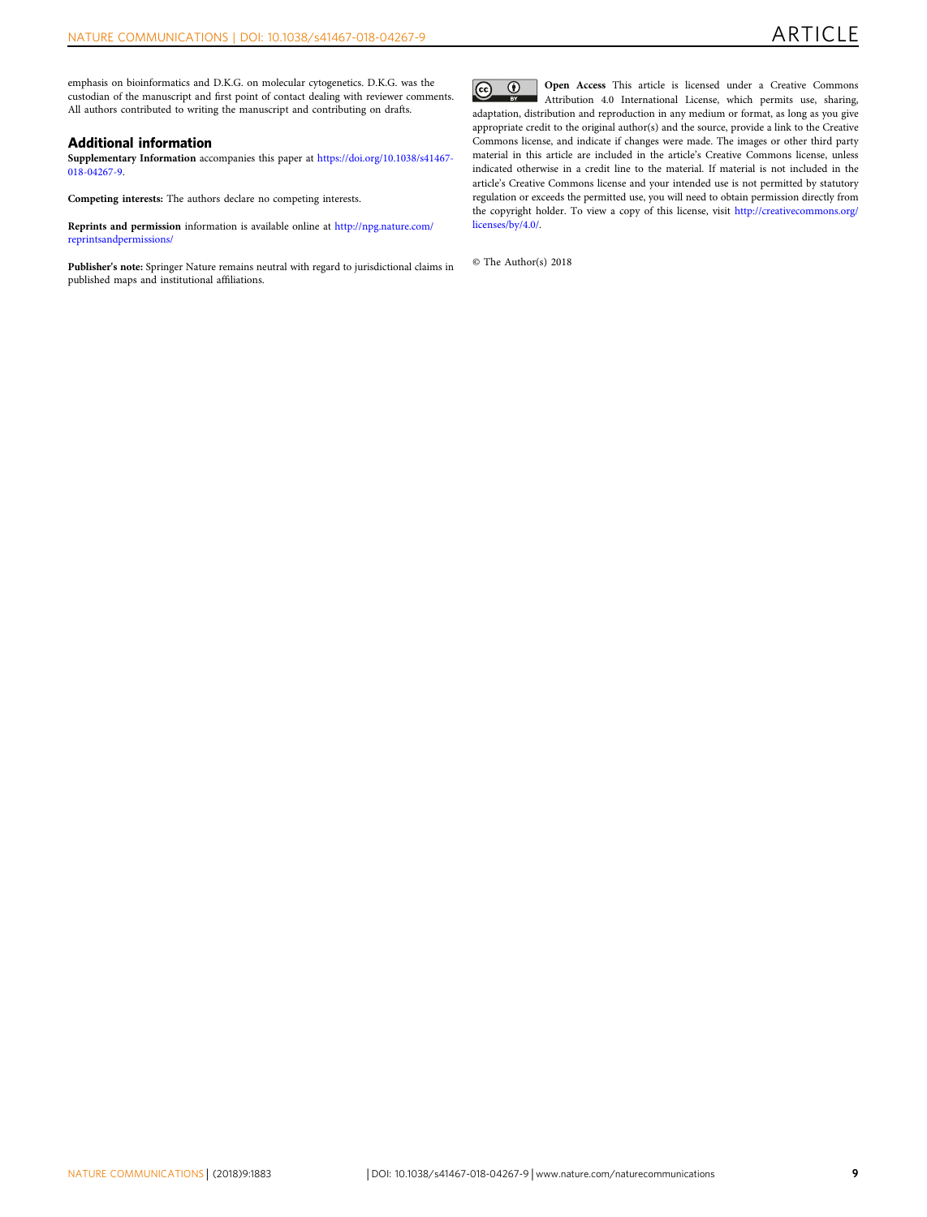emphasis on bioinformatics and D.K.G. on molecular cytogenetics. D.K.G. was the custodian of the manuscript and first point of contact dealing with reviewer comments. All authors contributed to writing the manuscript and contributing on drafts.

## Additional information

**Supplementary Information** accompanies this paper at https://doi.org/10.1038/s41467-018-04267-9.

**Competing interests:** The authors declare no competing interests.

**Reprints and permission** information is available online at http://npg.nature.com/reprintsandpermissions/

**Publisher's note:** Springer Nature remains neutral with regard to jurisdictional claims in published maps and institutional affiliations.

**Open Access** This article is licensed under a Creative Commons Attribution 4.0 International License, which permits use, sharing, adaptation, distribution and reproduction in any medium or format, as long as you give appropriate credit to the original author(s) and the source, provide a link to the Creative Commons license, and indicate if changes were made. The images or other third party material in this article are included in the article's Creative Commons license, unless indicated otherwise in a credit line to the material. If material is not included in the article's Creative Commons license and your intended use is not permitted by statutory regulation or exceeds the permitted use, you will need to obtain permission directly from the copyright holder. To view a copy of this license, visit http://creativecommons.org/licenses/by/4.0/.

© The Author(s) 2018